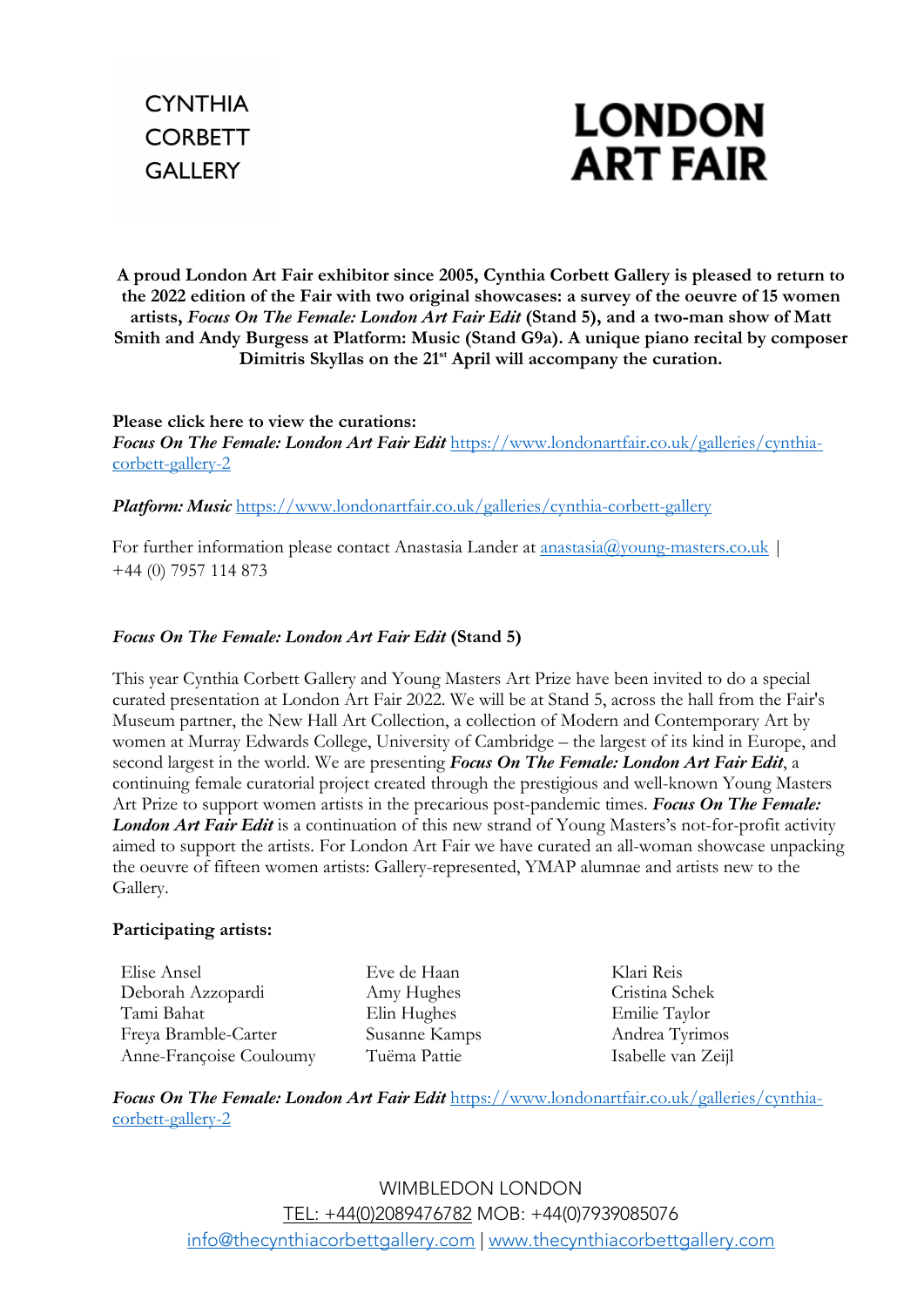CYNTHIA
CORBETT
GALLERY

**LONDON ART FAIR**

**A proud London Art Fair exhibitor since 2005, Cynthia Corbett Gallery is pleased to return to the 2022 edition of the Fair with two original showcases: a survey of the oeuvre of 15 women artists, *Focus On The Female: London Art Fair Edit* (Stand 5), and a two-man show of Matt Smith and Andy Burgess at Platform: Music (Stand G9a). A unique piano recital by composer Dimitris Skyllas on the 21st April will accompany the curation.**

**Please click here to view the curations:**
***Focus On The Female: London Art Fair Edit*** https://www.londonartfair.co.uk/galleries/cynthia-corbett-gallery-2

***Platform: Music*** https://www.londonartfair.co.uk/galleries/cynthia-corbett-gallery

For further information please contact Anastasia Lander at anastasia@young-masters.co.uk | +44 (0) 7957 114 873

***Focus On The Female: London Art Fair Edit* (Stand 5)**

This year Cynthia Corbett Gallery and Young Masters Art Prize have been invited to do a special curated presentation at London Art Fair 2022. We will be at Stand 5, across the hall from the Fair's Museum partner, the New Hall Art Collection, a collection of Modern and Contemporary Art by women at Murray Edwards College, University of Cambridge – the largest of its kind in Europe, and second largest in the world. We are presenting ***Focus On The Female: London Art Fair Edit***, a continuing female curatorial project created through the prestigious and well-known Young Masters Art Prize to support women artists in the precarious post-pandemic times. ***Focus On The Female: London Art Fair Edit*** is a continuation of this new strand of Young Masters's not-for-profit activity aimed to support the artists. For London Art Fair we have curated an all-woman showcase unpacking the oeuvre of fifteen women artists: Gallery-represented, YMAP alumnae and artists new to the Gallery.

**Participating artists:**

Elise Ansel
Deborah Azzopardi
Tami Bahat
Freya Bramble-Carter
Anne-Françoise Couloumy
Eve de Haan
Amy Hughes
Elin Hughes
Susanne Kamps
Tuëma Pattie
Klari Reis
Cristina Schek
Emilie Taylor
Andrea Tyrimos
Isabelle van Zeijl

***Focus On The Female: London Art Fair Edit*** https://www.londonartfair.co.uk/galleries/cynthia-corbett-gallery-2

WIMBLEDON LONDON
TEL: +44(0)2089476782 MOB: +44(0)7939085076
info@thecynthiacorbettgallery.com | www.thecynthiacorbettgallery.com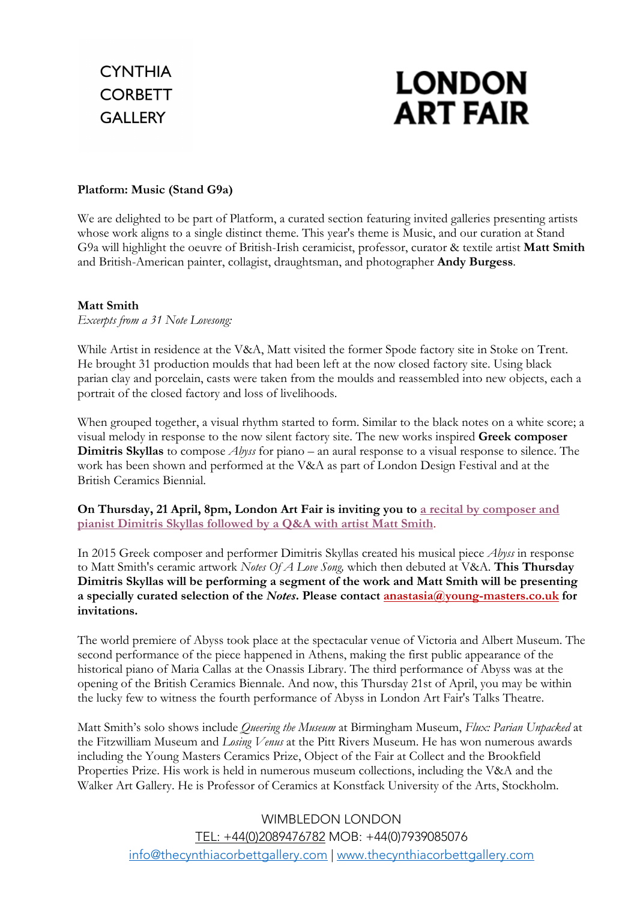CYNTHIA
CORBETT
GALLERY

# LONDON ART FAIR

**Platform: Music (Stand G9a)**

We are delighted to be part of Platform, a curated section featuring invited galleries presenting artists whose work aligns to a single distinct theme. This year's theme is Music, and our curation at Stand G9a will highlight the oeuvre of British-Irish ceramicist, professor, curator & textile artist **Matt Smith** and British-American painter, collagist, draughtsman, and photographer **Andy Burgess**.

**Matt Smith**
*Excerpts from a 31 Note Lovesong:*

While Artist in residence at the V&A, Matt visited the former Spode factory site in Stoke on Trent. He brought 31 production moulds that had been left at the now closed factory site. Using black parian clay and porcelain, casts were taken from the moulds and reassembled into new objects, each a portrait of the closed factory and loss of livelihoods.

When grouped together, a visual rhythm started to form. Similar to the black notes on a white score; a visual melody in response to the now silent factory site. The new works inspired **Greek composer Dimitris Skyllas** to compose *Abyss* for piano – an aural response to a visual response to silence. The work has been shown and performed at the V&A as part of London Design Festival and at the British Ceramics Biennial.

**On Thursday, 21 April, 8pm, London Art Fair is inviting you to a recital by composer and pianist Dimitris Skyllas followed by a Q&A with artist Matt Smith.**

In 2015 Greek composer and performer Dimitris Skyllas created his musical piece *Abyss* in response to Matt Smith's ceramic artwork *Notes Of A Love Song,* which then debuted at V&A. **This Thursday Dimitris Skyllas will be performing a segment of the work and Matt Smith will be presenting a specially curated selection of the *Notes*. Please contact anastasia@young-masters.co.uk for invitations.**

The world premiere of Abyss took place at the spectacular venue of Victoria and Albert Museum. The second performance of the piece happened in Athens, making the first public appearance of the historical piano of Maria Callas at the Onassis Library. The third performance of Abyss was at the opening of the British Ceramics Biennale. And now, this Thursday 21st of April, you may be within the lucky few to witness the fourth performance of Abyss in London Art Fair's Talks Theatre.

Matt Smith's solo shows include *Queering the Museum* at Birmingham Museum, *Flux: Parian Unpacked* at the Fitzwilliam Museum and *Losing Venus* at the Pitt Rivers Museum. He has won numerous awards including the Young Masters Ceramics Prize, Object of the Fair at Collect and the Brookfield Properties Prize. His work is held in numerous museum collections, including the V&A and the Walker Art Gallery. He is Professor of Ceramics at Konstfack University of the Arts, Stockholm.

WIMBLEDON LONDON
TEL: +44(0)2089476782 MOB: +44(0)7939085076
info@thecynthiacorbettgallery.com | www.thecynthiacorbettgallery.com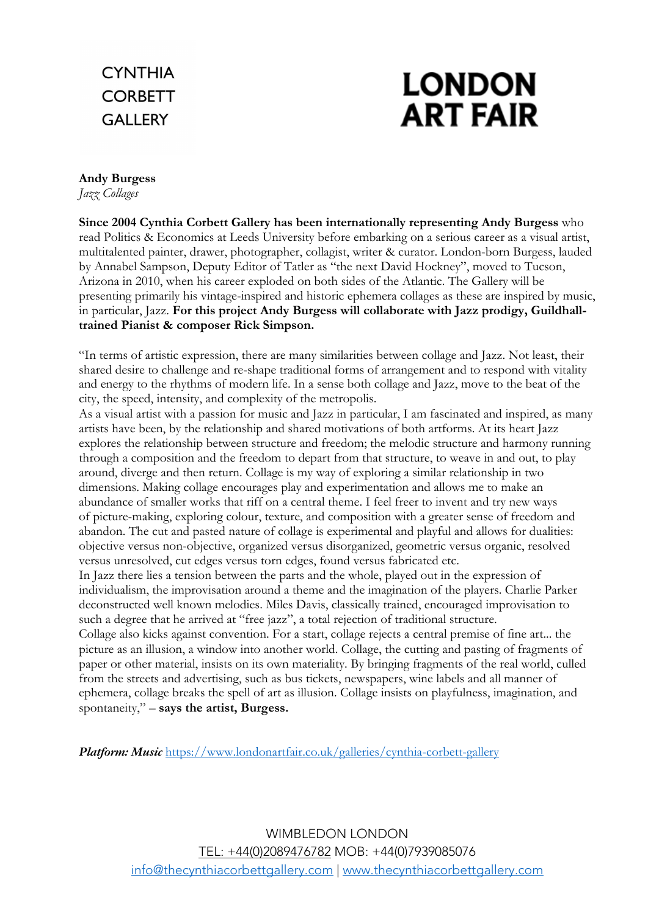CYNTHIA CORBETT GALLERY

LONDON ART FAIR

**Andy Burgess**
*Jazz Collages*

**Since 2004 Cynthia Corbett Gallery has been internationally representing Andy Burgess** who read Politics & Economics at Leeds University before embarking on a serious career as a visual artist, multitalented painter, drawer, photographer, collagist, writer & curator. London-born Burgess, lauded by Annabel Sampson, Deputy Editor of Tatler as "the next David Hockney", moved to Tucson, Arizona in 2010, when his career exploded on both sides of the Atlantic. The Gallery will be presenting primarily his vintage-inspired and historic ephemera collages as these are inspired by music, in particular, Jazz. **For this project Andy Burgess will collaborate with Jazz prodigy, Guildhall-trained Pianist & composer Rick Simpson.**

"In terms of artistic expression, there are many similarities between collage and Jazz. Not least, their shared desire to challenge and re-shape traditional forms of arrangement and to respond with vitality and energy to the rhythms of modern life. In a sense both collage and Jazz, move to the beat of the city, the speed, intensity, and complexity of the metropolis.

As a visual artist with a passion for music and Jazz in particular, I am fascinated and inspired, as many artists have been, by the relationship and shared motivations of both artforms. At its heart Jazz explores the relationship between structure and freedom; the melodic structure and harmony running through a composition and the freedom to depart from that structure, to weave in and out, to play around, diverge and then return. Collage is my way of exploring a similar relationship in two dimensions. Making collage encourages play and experimentation and allows me to make an abundance of smaller works that riff on a central theme. I feel freer to invent and try new ways of picture-making, exploring colour, texture, and composition with a greater sense of freedom and abandon. The cut and pasted nature of collage is experimental and playful and allows for dualities: objective versus non-objective, organized versus disorganized, geometric versus organic, resolved versus unresolved, cut edges versus torn edges, found versus fabricated etc.

In Jazz there lies a tension between the parts and the whole, played out in the expression of individualism, the improvisation around a theme and the imagination of the players. Charlie Parker deconstructed well known melodies. Miles Davis, classically trained, encouraged improvisation to such a degree that he arrived at "free jazz", a total rejection of traditional structure.

Collage also kicks against convention. For a start, collage rejects a central premise of fine art... the picture as an illusion, a window into another world. Collage, the cutting and pasting of fragments of paper or other material, insists on its own materiality. By bringing fragments of the real world, culled from the streets and advertising, such as bus tickets, newspapers, wine labels and all manner of ephemera, collage breaks the spell of art as illusion. Collage insists on playfulness, imagination, and spontaneity," – **says the artist, Burgess.**

***Platform: Music*** https://www.londonartfair.co.uk/galleries/cynthia-corbett-gallery

WIMBLEDON LONDON
TEL: +44(0)2089476782 MOB: +44(0)7939085076
info@thecynthiacorbettgallery.com | www.thecynthiacorbettgallery.com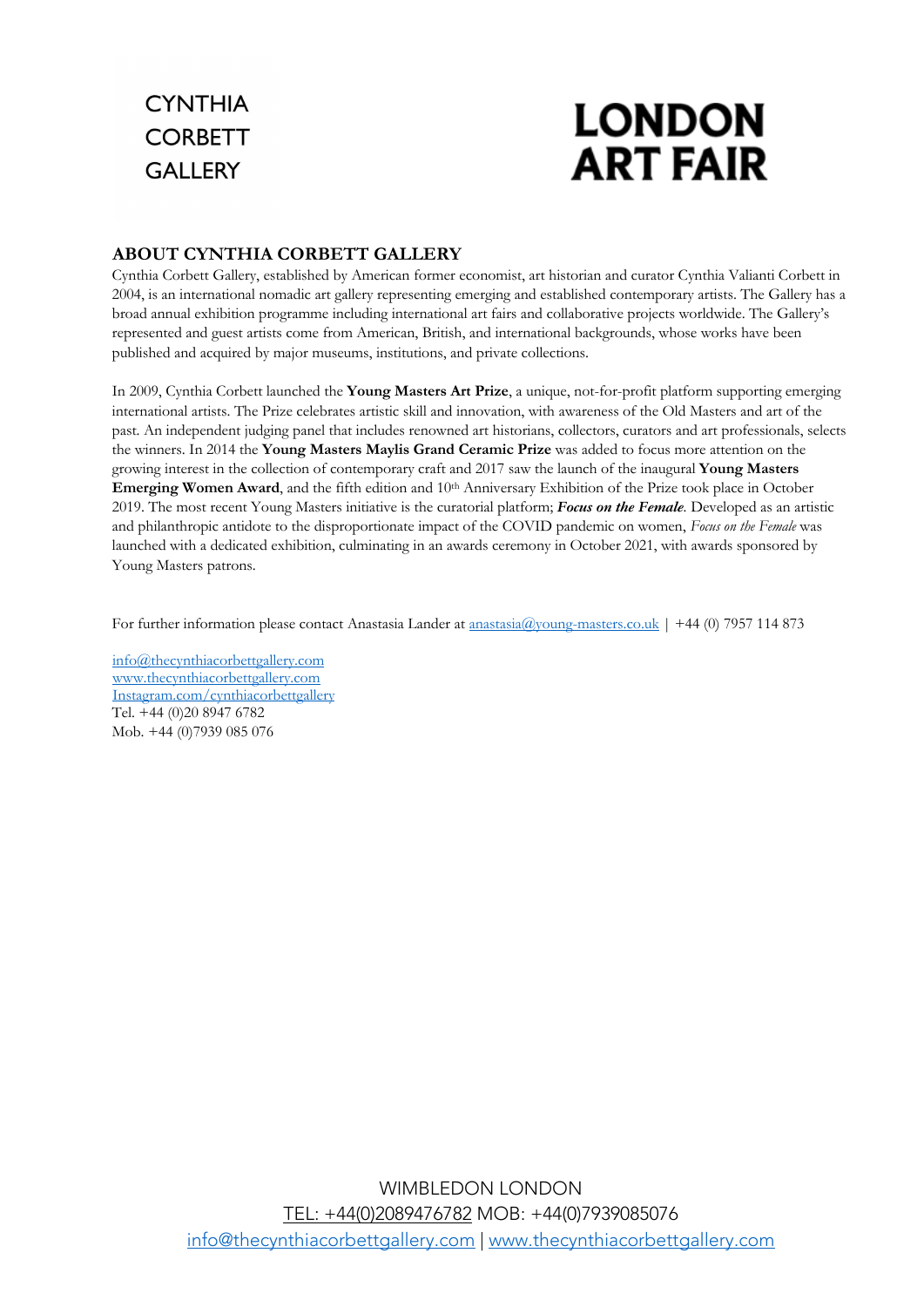CYNTHIA
CORBETT
GALLERY

LONDON
ART FAIR

## ABOUT CYNTHIA CORBETT GALLERY

Cynthia Corbett Gallery, established by American former economist, art historian and curator Cynthia Valianti Corbett in 2004, is an international nomadic art gallery representing emerging and established contemporary artists. The Gallery has a broad annual exhibition programme including international art fairs and collaborative projects worldwide. The Gallery's represented and guest artists come from American, British, and international backgrounds, whose works have been published and acquired by major museums, institutions, and private collections.

In 2009, Cynthia Corbett launched the **Young Masters Art Prize**, a unique, not-for-profit platform supporting emerging international artists. The Prize celebrates artistic skill and innovation, with awareness of the Old Masters and art of the past. An independent judging panel that includes renowned art historians, collectors, curators and art professionals, selects the winners. In 2014 the **Young Masters Maylis Grand Ceramic Prize** was added to focus more attention on the growing interest in the collection of contemporary craft and 2017 saw the launch of the inaugural **Young Masters Emerging Women Award**, and the fifth edition and 10th Anniversary Exhibition of the Prize took place in October 2019. The most recent Young Masters initiative is the curatorial platform; ***Focus on the Female***. Developed as an artistic and philanthropic antidote to the disproportionate impact of the COVID pandemic on women, *Focus on the Female* was launched with a dedicated exhibition, culminating in an awards ceremony in October 2021, with awards sponsored by Young Masters patrons.

For further information please contact Anastasia Lander at anastasia@young-masters.co.uk | +44 (0) 7957 114 873

info@thecynthiacorbettgallery.com
www.thecynthiacorbettgallery.com
Instagram.com/cynthiacorbettgallery
Tel. +44 (0)20 8947 6782
Mob. +44 (0)7939 085 076

WIMBLEDON LONDON
TEL: +44(0)2089476782 MOB: +44(0)7939085076
info@thecynthiacorbettgallery.com | www.thecynthiacorbettgallery.com